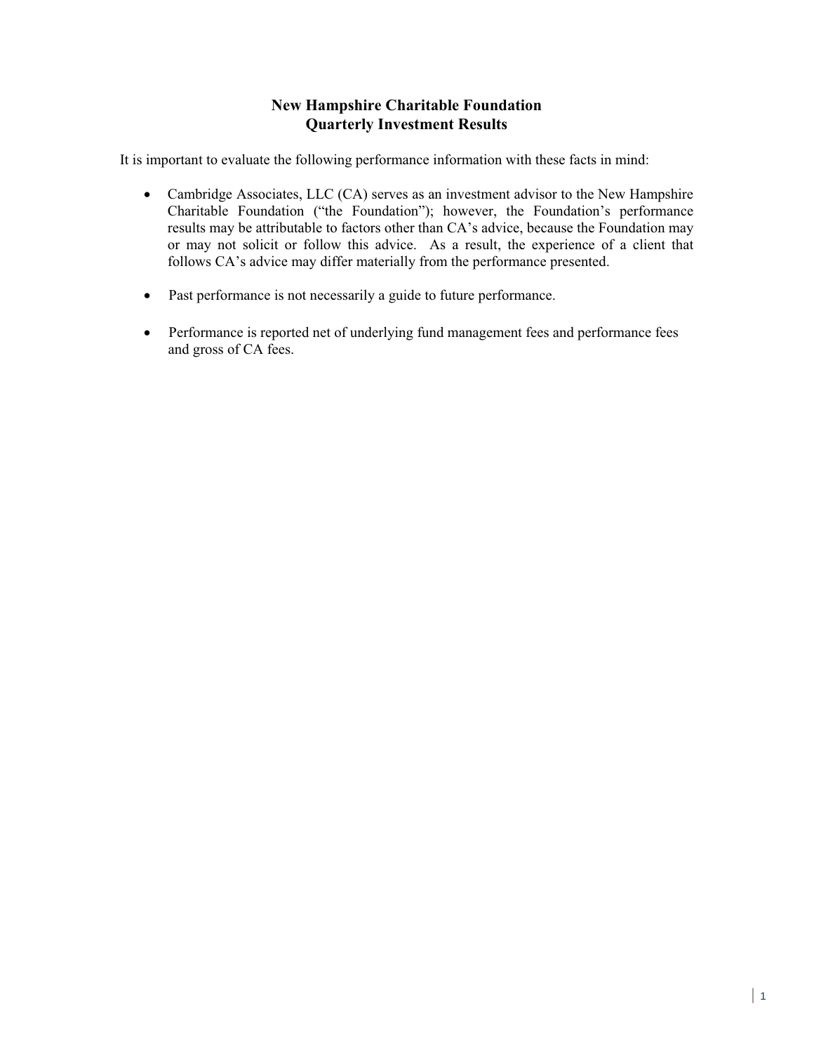# New Hampshire Charitable Foundation
# Quarterly Investment Results

It is important to evaluate the following performance information with these facts in mind:

- Cambridge Associates, LLC (CA) serves as an investment advisor to the New Hampshire Charitable Foundation ("the Foundation"); however, the Foundation's performance results may be attributable to factors other than CA's advice, because the Foundation may or may not solicit or follow this advice. As a result, the experience of a client that follows CA's advice may differ materially from the performance presented.

- Past performance is not necessarily a guide to future performance.

- Performance is reported net of underlying fund management fees and performance fees and gross of CA fees.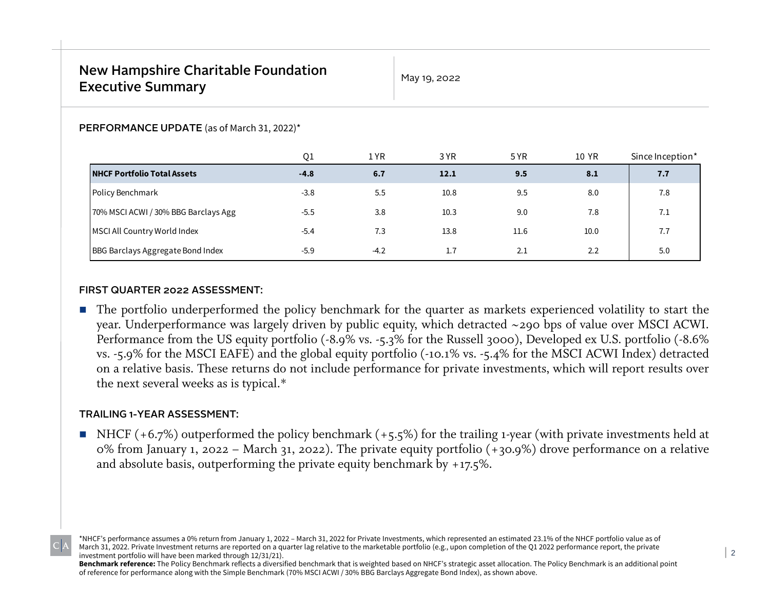# New Hampshire Charitable Foundation Executive Summary

May 19, 2022

**PERFORMANCE UPDATE** (as of March 31, 2022)*

| | Q1 | 1 YR | 3 YR | 5 YR | 10 YR | Since Inception* |
|---|---|---|---|---|---|---|
| **NHCF Portfolio Total Assets** | **-4.8** | **6.7** | **12.1** | **9.5** | **8.1** | **7.7** |
| Policy Benchmark | -3.8 | 5.5 | 10.8 | 9.5 | 8.0 | 7.8 |
| 70% MSCI ACWI / 30% BBG Barclays Agg | -5.5 | 3.8 | 10.3 | 9.0 | 7.8 | 7.1 |
| MSCI All Country World Index | -5.4 | 7.3 | 13.8 | 11.6 | 10.0 | 7.7 |
| BBG Barclays Aggregate Bond Index | -5.9 | -4.2 | 1.7 | 2.1 | 2.2 | 5.0 |

**FIRST QUARTER 2022 ASSESSMENT:**

- The portfolio underperformed the policy benchmark for the quarter as markets experienced volatility to start the year. Underperformance was largely driven by public equity, which detracted ~290 bps of value over MSCI ACWI. Performance from the US equity portfolio (-8.9% vs. -5.3% for the Russell 3000), Developed ex U.S. portfolio (-8.6% vs. -5.9% for the MSCI EAFE) and the global equity portfolio (-10.1% vs. -5.4% for the MSCI ACWI Index) detracted on a relative basis. These returns do not include performance for private investments, which will report results over the next several weeks as is typical.*

**TRAILING 1-YEAR ASSESSMENT:**

- NHCF (+6.7%) outperformed the policy benchmark (+5.5%) for the trailing 1-year (with private investments held at 0% from January 1, 2022 – March 31, 2022). The private equity portfolio (+30.9%) drove performance on a relative and absolute basis, outperforming the private equity benchmark by +17.5%.

*NHCF's performance assumes a 0% return from January 1, 2022 – March 31, 2022 for Private Investments, which represented an estimated 23.1% of the NHCF portfolio value as of March 31, 2022. Private Investment returns are reported on a quarter lag relative to the marketable portfolio (e.g., upon completion of the Q1 2022 performance report, the private investment portfolio will have been marked through 12/31/21).

**Benchmark reference:** The Policy Benchmark reflects a diversified benchmark that is weighted based on NHCF's strategic asset allocation. The Policy Benchmark is an additional point of reference for performance along with the Simple Benchmark (70% MSCI ACWI / 30% BBG Barclays Aggregate Bond Index), as shown above.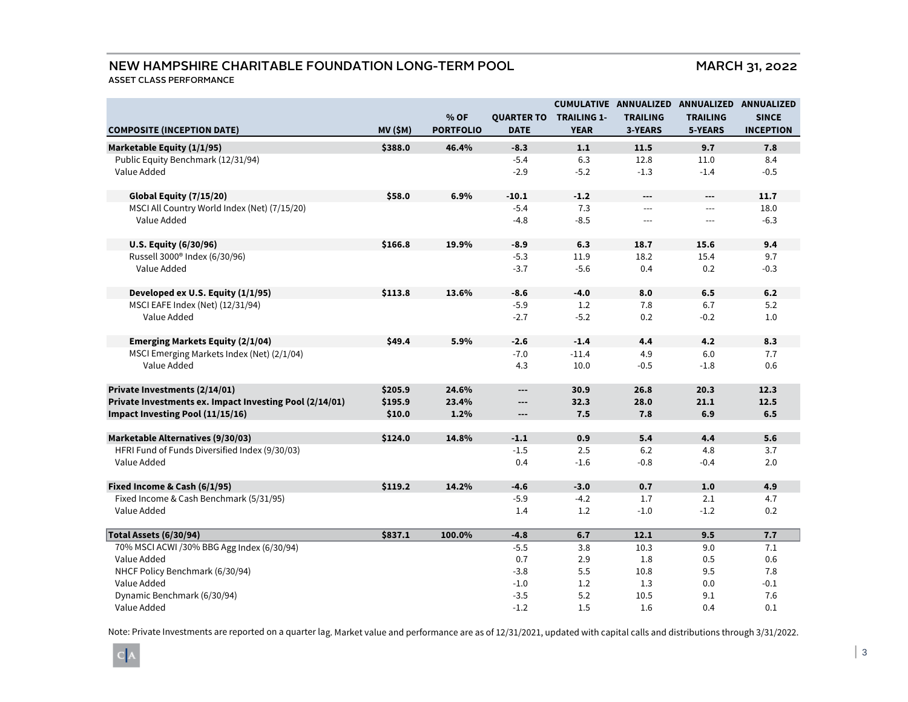# NEW HAMPSHIRE CHARITABLE FOUNDATION LONG-TERM POOL

**MARCH 31, 2022**

**ASSET CLASS PERFORMANCE**

| COMPOSITE (INCEPTION DATE) | MV ($M) | % OF PORTFOLIO | QUARTER TO DATE | CUMULATIVE TRAILING 1-YEAR | ANNUALIZED TRAILING 3-YEARS | ANNUALIZED TRAILING 5-YEARS | ANNUALIZED SINCE INCEPTION |
|---|---|---|---|---|---|---|---|
| **Marketable Equity (1/1/95)** | **$388.0** | **46.4%** | **-8.3** | **1.1** | **11.5** | **9.7** | **7.8** |
| Public Equity Benchmark (12/31/94) | | | -5.4 | 6.3 | 12.8 | 11.0 | 8.4 |
| Value Added | | | -2.9 | -5.2 | -1.3 | -1.4 | -0.5 |
| **Global Equity (7/15/20)** | **$58.0** | **6.9%** | **-10.1** | **-1.2** | **---** | **---** | **11.7** |
| MSCI All Country World Index (Net) (7/15/20) | | | -5.4 | 7.3 | --- | --- | 18.0 |
| Value Added | | | -4.8 | -8.5 | --- | --- | -6.3 |
| **U.S. Equity (6/30/96)** | **$166.8** | **19.9%** | **-8.9** | **6.3** | **18.7** | **15.6** | **9.4** |
| Russell 3000® Index (6/30/96) | | | -5.3 | 11.9 | 18.2 | 15.4 | 9.7 |
| Value Added | | | -3.7 | -5.6 | 0.4 | 0.2 | -0.3 |
| **Developed ex U.S. Equity (1/1/95)** | **$113.8** | **13.6%** | **-8.6** | **-4.0** | **8.0** | **6.5** | **6.2** |
| MSCI EAFE Index (Net) (12/31/94) | | | -5.9 | 1.2 | 7.8 | 6.7 | 5.2 |
| Value Added | | | -2.7 | -5.2 | 0.2 | -0.2 | 1.0 |
| **Emerging Markets Equity (2/1/04)** | **$49.4** | **5.9%** | **-2.6** | **-1.4** | **4.4** | **4.2** | **8.3** |
| MSCI Emerging Markets Index (Net) (2/1/04) | | | -7.0 | -11.4 | 4.9 | 6.0 | 7.7 |
| Value Added | | | 4.3 | 10.0 | -0.5 | -1.8 | 0.6 |
| **Private Investments (2/14/01)** | **$205.9** | **24.6%** | **---** | **30.9** | **26.8** | **20.3** | **12.3** |
| **Private Investments ex. Impact Investing Pool (2/14/01)** | **$195.9** | **23.4%** | **---** | **32.3** | **28.0** | **21.1** | **12.5** |
| **Impact Investing Pool (11/15/16)** | **$10.0** | **1.2%** | **---** | **7.5** | **7.8** | **6.9** | **6.5** |
| **Marketable Alternatives (9/30/03)** | **$124.0** | **14.8%** | **-1.1** | **0.9** | **5.4** | **4.4** | **5.6** |
| HFRI Fund of Funds Diversified Index (9/30/03) | | | -1.5 | 2.5 | 6.2 | 4.8 | 3.7 |
| Value Added | | | 0.4 | -1.6 | -0.8 | -0.4 | 2.0 |
| **Fixed Income & Cash (6/1/95)** | **$119.2** | **14.2%** | **-4.6** | **-3.0** | **0.7** | **1.0** | **4.9** |
| Fixed Income & Cash Benchmark (5/31/95) | | | -5.9 | -4.2 | 1.7 | 2.1 | 4.7 |
| Value Added | | | 1.4 | 1.2 | -1.0 | -1.2 | 0.2 |
| **Total Assets (6/30/94)** | **$837.1** | **100.0%** | **-4.8** | **6.7** | **12.1** | **9.5** | **7.7** |
| 70% MSCI ACWI /30% BBG Agg Index (6/30/94) | | | -5.5 | 3.8 | 10.3 | 9.0 | 7.1 |
| Value Added | | | 0.7 | 2.9 | 1.8 | 0.5 | 0.6 |
| NHCF Policy Benchmark (6/30/94) | | | -3.8 | 5.5 | 10.8 | 9.5 | 7.8 |
| Value Added | | | -1.0 | 1.2 | 1.3 | 0.0 | -0.1 |
| Dynamic Benchmark (6/30/94) | | | -3.5 | 5.2 | 10.5 | 9.1 | 7.6 |
| Value Added | | | -1.2 | 1.5 | 1.6 | 0.4 | 0.1 |

Note: Private Investments are reported on a quarter lag. Market value and performance are as of 12/31/2021, updated with capital calls and distributions through 3/31/2022.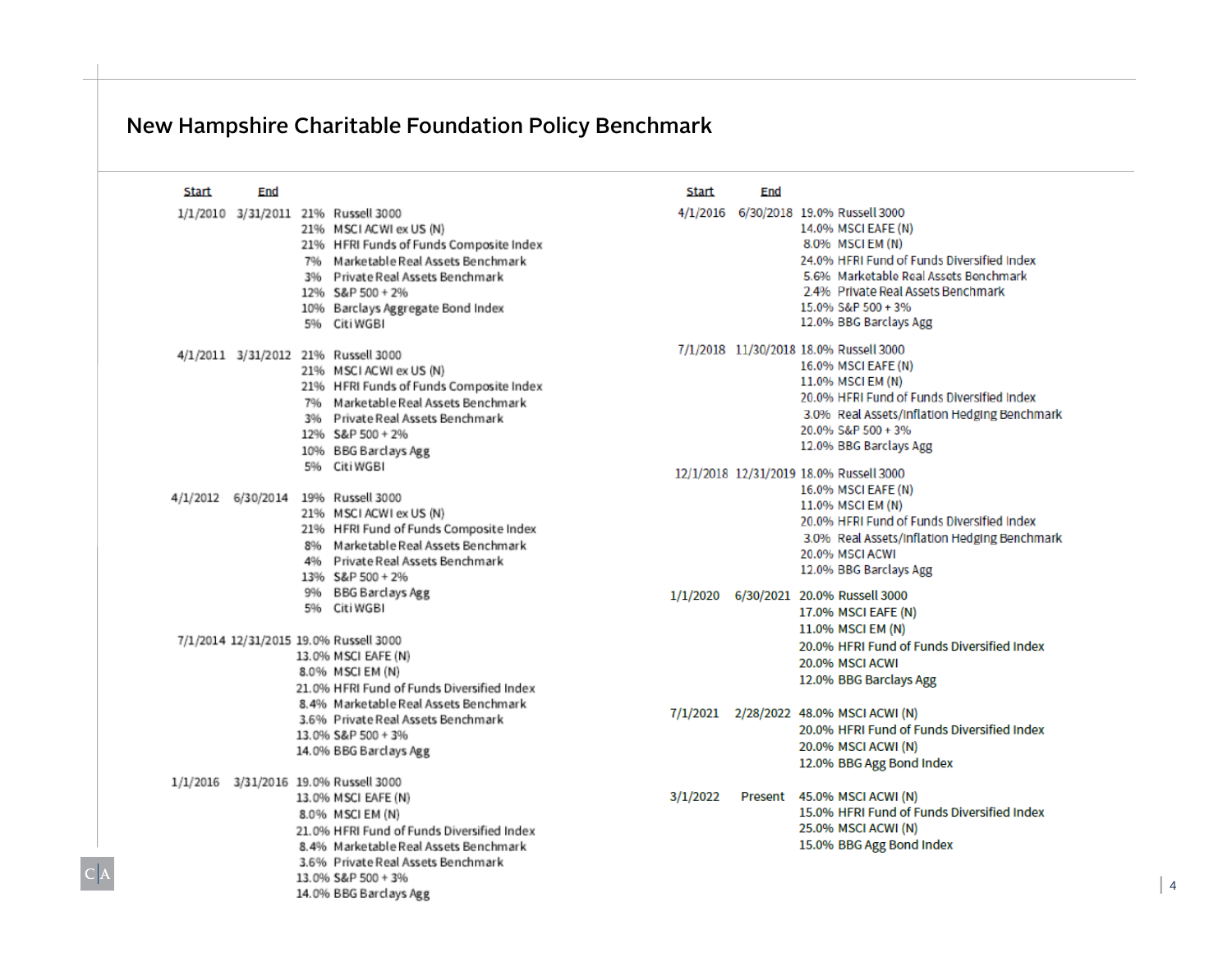# New Hampshire Charitable Foundation Policy Benchmark

| Start | End | Allocation |
|---|---|---|
| 1/1/2010 | 3/31/2011 | 21% Russell 3000 |
| | | 21% MSCI ACWI ex US (N) |
| | | 21% HFRI Funds of Funds Composite Index |
| | | 7% Marketable Real Assets Benchmark |
| | | 3% Private Real Assets Benchmark |
| | | 12% S&P 500 + 2% |
| | | 10% Barclays Aggregate Bond Index |
| | | 5% Citi WGBI |
| 4/1/2011 | 3/31/2012 | 21% Russell 3000 |
| | | 21% MSCI ACWI ex US (N) |
| | | 21% HFRI Funds of Funds Composite Index |
| | | 7% Marketable Real Assets Benchmark |
| | | 3% Private Real Assets Benchmark |
| | | 12% S&P 500 + 2% |
| | | 10% BBG Barclays Agg |
| | | 5% Citi WGBI |
| 4/1/2012 | 6/30/2014 | 19% Russell 3000 |
| | | 21% MSCI ACWI ex US (N) |
| | | 21% HFRI Fund of Funds Composite Index |
| | | 8% Marketable Real Assets Benchmark |
| | | 4% Private Real Assets Benchmark |
| | | 13% S&P 500 + 2% |
| | | 9% BBG Barclays Agg |
| | | 5% Citi WGBI |
| 7/1/2014 | 12/31/2015 | 19.0% Russell 3000 |
| | | 13.0% MSCI EAFE (N) |
| | | 8.0% MSCI EM (N) |
| | | 21.0% HFRI Fund of Funds Diversified Index |
| | | 8.4% Marketable Real Assets Benchmark |
| | | 3.6% Private Real Assets Benchmark |
| | | 13.0% S&P 500 + 3% |
| | | 14.0% BBG Barclays Agg |
| 1/1/2016 | 3/31/2016 | 19.0% Russell 3000 |
| | | 13.0% MSCI EAFE (N) |
| | | 8.0% MSCI EM (N) |
| | | 21.0% HFRI Fund of Funds Diversified Index |
| | | 8.4% Marketable Real Assets Benchmark |
| | | 3.6% Private Real Assets Benchmark |
| | | 13.0% S&P 500 + 3% |
| | | 14.0% BBG Barclays Agg |
| 4/1/2016 | 6/30/2018 | 19.0% Russell 3000 |
| | | 14.0% MSCI EAFE (N) |
| | | 8.0% MSCI EM (N) |
| | | 24.0% HFRI Fund of Funds Diversified Index |
| | | 5.6% Marketable Real Assets Benchmark |
| | | 2.4% Private Real Assets Benchmark |
| | | 15.0% S&P 500 + 3% |
| | | 12.0% BBG Barclays Agg |
| 7/1/2018 | 11/30/2018 | 18.0% Russell 3000 |
| | | 16.0% MSCI EAFE (N) |
| | | 11.0% MSCI EM (N) |
| | | 20.0% HFRI Fund of Funds Diversified Index |
| | | 3.0% Real Assets/Inflation Hedging Benchmark |
| | | 20.0% S&P 500 + 3% |
| | | 12.0% BBG Barclays Agg |
| 12/1/2018 | 12/31/2019 | 18.0% Russell 3000 |
| | | 16.0% MSCI EAFE (N) |
| | | 11.0% MSCI EM (N) |
| | | 20.0% HFRI Fund of Funds Diversified Index |
| | | 3.0% Real Assets/Inflation Hedging Benchmark |
| | | 20.0% MSCI ACWI |
| | | 12.0% BBG Barclays Agg |
| 1/1/2020 | 6/30/2021 | 20.0% Russell 3000 |
| | | 17.0% MSCI EAFE (N) |
| | | 11.0% MSCI EM (N) |
| | | 20.0% HFRI Fund of Funds Diversified Index |
| | | 20.0% MSCI ACWI |
| | | 12.0% BBG Barclays Agg |
| 7/1/2021 | 2/28/2022 | 48.0% MSCI ACWI (N) |
| | | 20.0% HFRI Fund of Funds Diversified Index |
| | | 20.0% MSCI ACWI (N) |
| | | 12.0% BBG Agg Bond Index |
| 3/1/2022 | Present | 45.0% MSCI ACWI (N) |
| | | 15.0% HFRI Fund of Funds Diversified Index |
| | | 25.0% MSCI ACWI (N) |
| | | 15.0% BBG Agg Bond Index |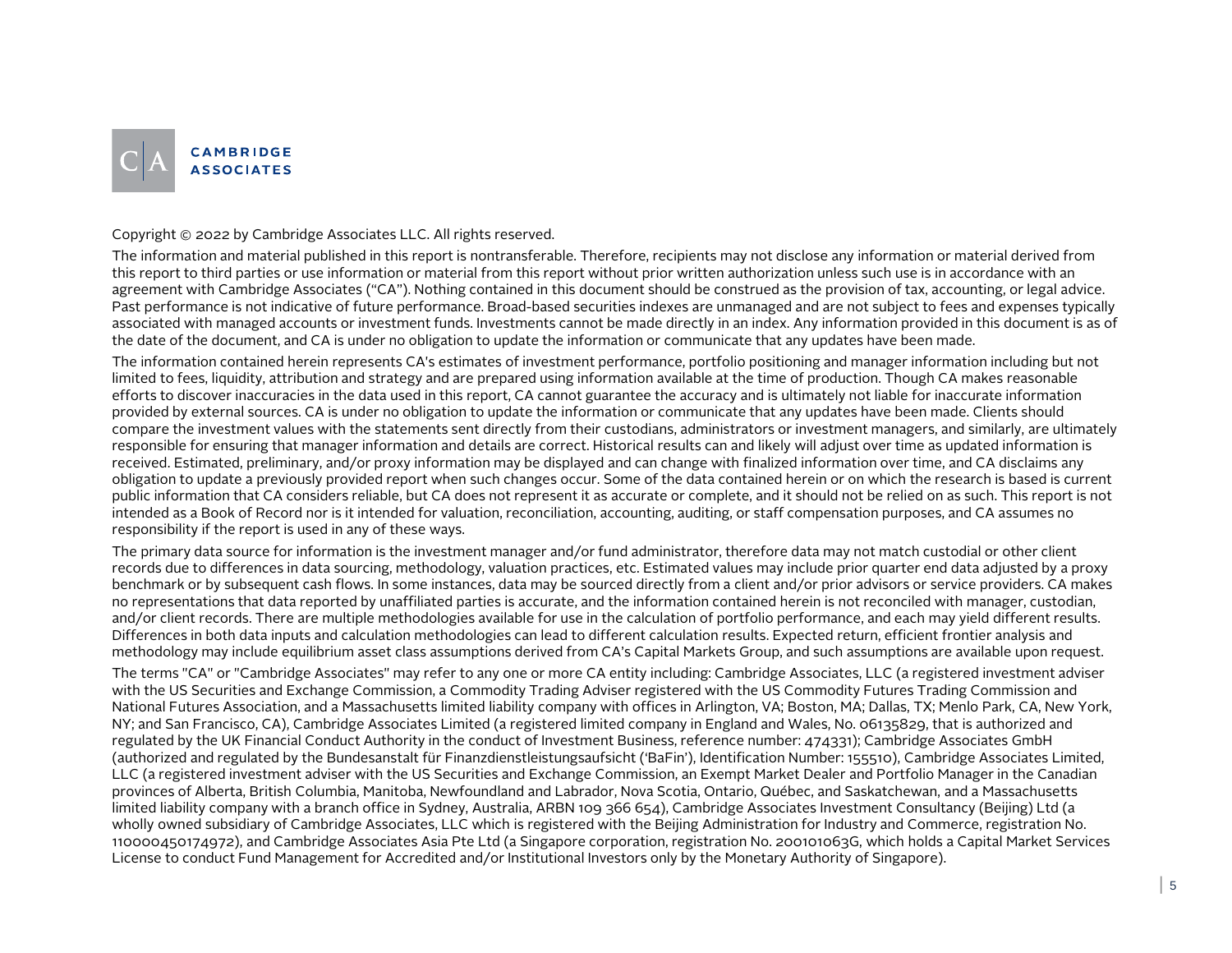CAMBRIDGE ASSOCIATES

Copyright © 2022 by Cambridge Associates LLC. All rights reserved.

The information and material published in this report is nontransferable. Therefore, recipients may not disclose any information or material derived from this report to third parties or use information or material from this report without prior written authorization unless such use is in accordance with an agreement with Cambridge Associates ("CA"). Nothing contained in this document should be construed as the provision of tax, accounting, or legal advice. Past performance is not indicative of future performance. Broad-based securities indexes are unmanaged and are not subject to fees and expenses typically associated with managed accounts or investment funds. Investments cannot be made directly in an index. Any information provided in this document is as of the date of the document, and CA is under no obligation to update the information or communicate that any updates have been made.

The information contained herein represents CA's estimates of investment performance, portfolio positioning and manager information including but not limited to fees, liquidity, attribution and strategy and are prepared using information available at the time of production. Though CA makes reasonable efforts to discover inaccuracies in the data used in this report, CA cannot guarantee the accuracy and is ultimately not liable for inaccurate information provided by external sources. CA is under no obligation to update the information or communicate that any updates have been made. Clients should compare the investment values with the statements sent directly from their custodians, administrators or investment managers, and similarly, are ultimately responsible for ensuring that manager information and details are correct. Historical results can and likely will adjust over time as updated information is received. Estimated, preliminary, and/or proxy information may be displayed and can change with finalized information over time, and CA disclaims any obligation to update a previously provided report when such changes occur. Some of the data contained herein or on which the research is based is current public information that CA considers reliable, but CA does not represent it as accurate or complete, and it should not be relied on as such. This report is not intended as a Book of Record nor is it intended for valuation, reconciliation, accounting, auditing, or staff compensation purposes, and CA assumes no responsibility if the report is used in any of these ways.

The primary data source for information is the investment manager and/or fund administrator, therefore data may not match custodial or other client records due to differences in data sourcing, methodology, valuation practices, etc. Estimated values may include prior quarter end data adjusted by a proxy benchmark or by subsequent cash flows. In some instances, data may be sourced directly from a client and/or prior advisors or service providers. CA makes no representations that data reported by unaffiliated parties is accurate, and the information contained herein is not reconciled with manager, custodian, and/or client records. There are multiple methodologies available for use in the calculation of portfolio performance, and each may yield different results. Differences in both data inputs and calculation methodologies can lead to different calculation results. Expected return, efficient frontier analysis and methodology may include equilibrium asset class assumptions derived from CA's Capital Markets Group, and such assumptions are available upon request.

The terms "CA" or "Cambridge Associates" may refer to any one or more CA entity including: Cambridge Associates, LLC (a registered investment adviser with the US Securities and Exchange Commission, a Commodity Trading Adviser registered with the US Commodity Futures Trading Commission and National Futures Association, and a Massachusetts limited liability company with offices in Arlington, VA; Boston, MA; Dallas, TX; Menlo Park, CA, New York, NY; and San Francisco, CA), Cambridge Associates Limited (a registered limited company in England and Wales, No. 06135829, that is authorized and regulated by the UK Financial Conduct Authority in the conduct of Investment Business, reference number: 474331); Cambridge Associates GmbH (authorized and regulated by the Bundesanstalt für Finanzdienstleistungsaufsicht ('BaFin'), Identification Number: 155510), Cambridge Associates Limited, LLC (a registered investment adviser with the US Securities and Exchange Commission, an Exempt Market Dealer and Portfolio Manager in the Canadian provinces of Alberta, British Columbia, Manitoba, Newfoundland and Labrador, Nova Scotia, Ontario, Québec, and Saskatchewan, and a Massachusetts limited liability company with a branch office in Sydney, Australia, ARBN 109 366 654), Cambridge Associates Investment Consultancy (Beijing) Ltd (a wholly owned subsidiary of Cambridge Associates, LLC which is registered with the Beijing Administration for Industry and Commerce, registration No. 110000450174972), and Cambridge Associates Asia Pte Ltd (a Singapore corporation, registration No. 200101063G, which holds a Capital Market Services License to conduct Fund Management for Accredited and/or Institutional Investors only by the Monetary Authority of Singapore).